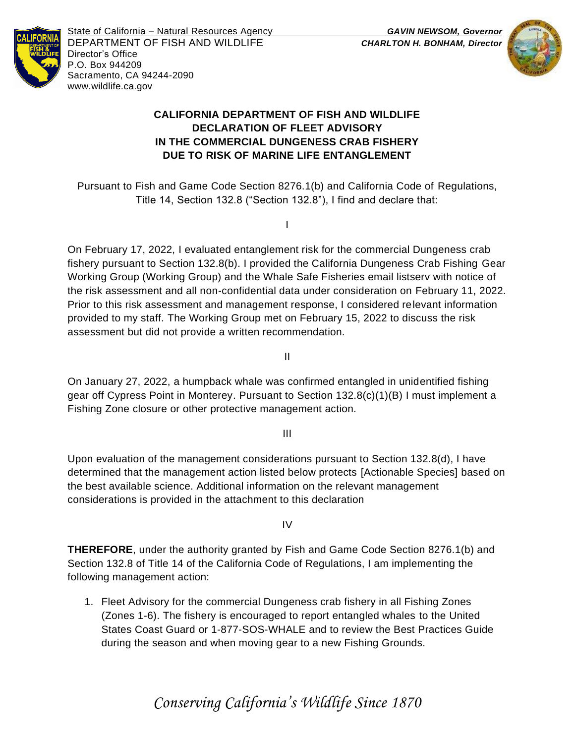State of California – Natural Resources Agency
DEPARTMENT OF FISH AND WILDLIFE
Director's Office
P.O. Box 944209
Sacramento, CA 94244-2090
www.wildlife.ca.gov

***GAVIN NEWSOM, Governor***
***CHARLTON H. BONHAM, Director***

# CALIFORNIA DEPARTMENT OF FISH AND WILDLIFE DECLARATION OF FLEET ADVISORY IN THE COMMERCIAL DUNGENESS CRAB FISHERY DUE TO RISK OF MARINE LIFE ENTANGLEMENT

Pursuant to Fish and Game Code Section 8276.1(b) and California Code of Regulations, Title 14, Section 132.8 ("Section 132.8"), I find and declare that:

I

On February 17, 2022, I evaluated entanglement risk for the commercial Dungeness crab fishery pursuant to Section 132.8(b). I provided the California Dungeness Crab Fishing Gear Working Group (Working Group) and the Whale Safe Fisheries email listserv with notice of the risk assessment and all non-confidential data under consideration on February 11, 2022. Prior to this risk assessment and management response, I considered relevant information provided to my staff. The Working Group met on February 15, 2022 to discuss the risk assessment but did not provide a written recommendation.

II

On January 27, 2022, a humpback whale was confirmed entangled in unidentified fishing gear off Cypress Point in Monterey. Pursuant to Section 132.8(c)(1)(B) I must implement a Fishing Zone closure or other protective management action.

III

Upon evaluation of the management considerations pursuant to Section 132.8(d), I have determined that the management action listed below protects [Actionable Species] based on the best available science. Additional information on the relevant management considerations is provided in the attachment to this declaration

IV

**THEREFORE**, under the authority granted by Fish and Game Code Section 8276.1(b) and Section 132.8 of Title 14 of the California Code of Regulations, I am implementing the following management action:

1. Fleet Advisory for the commercial Dungeness crab fishery in all Fishing Zones (Zones 1-6). The fishery is encouraged to report entangled whales to the United States Coast Guard or 1-877-SOS-WHALE and to review the Best Practices Guide during the season and when moving gear to a new Fishing Grounds.

*Conserving California's Wildlife Since 1870*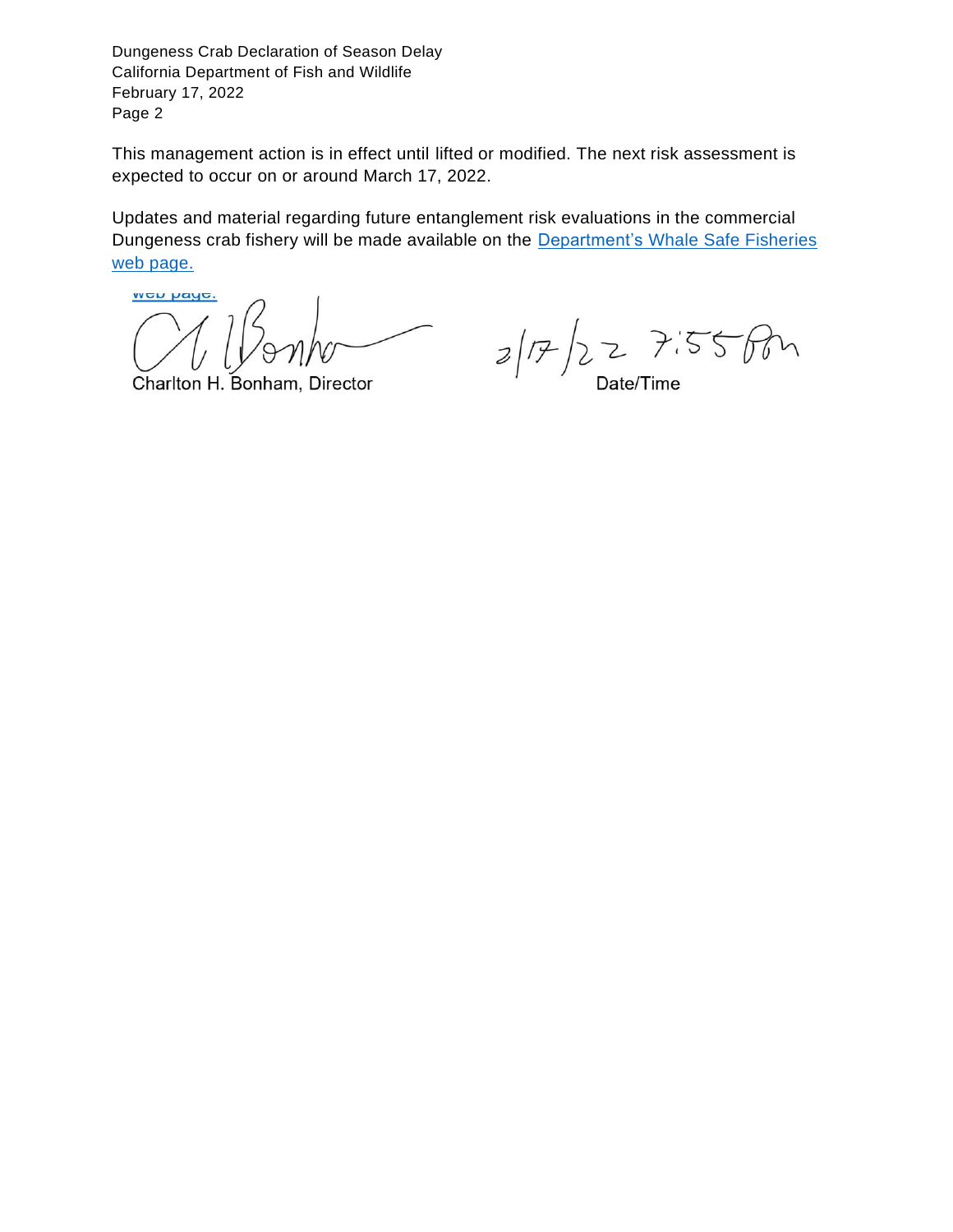This management action is in effect until lifted or modified. The next risk assessment is expected to occur on or around March 17, 2022.

Updates and material regarding future entanglement risk evaluations in the commercial Dungeness crab fishery will be made available on the Department's Whale Safe Fisheries web page.

Charlton H. Bonham, Director

2/17/22 7:55 PM

Date/Time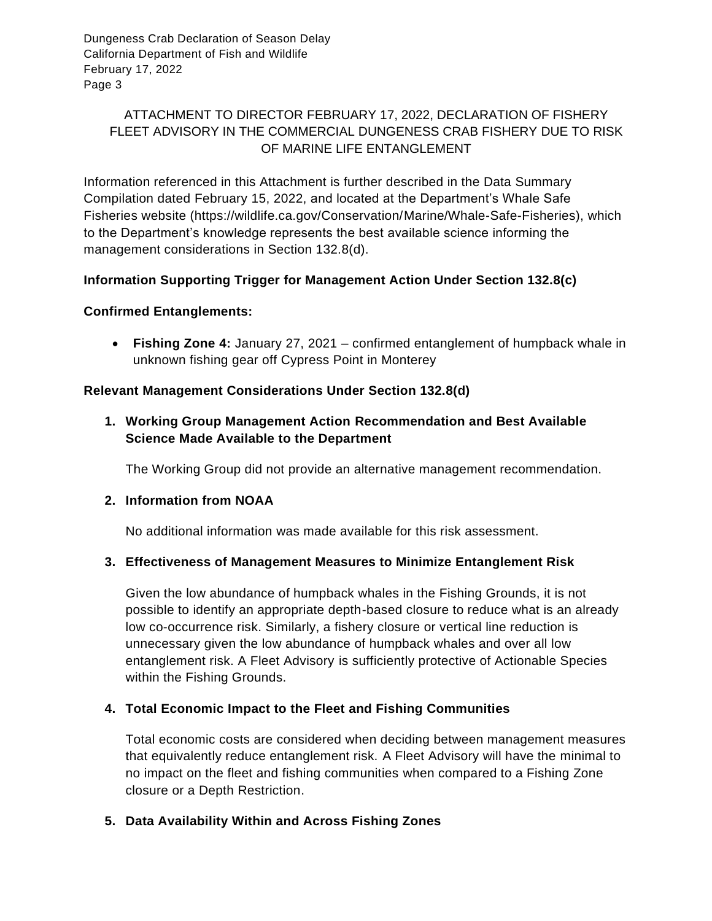ATTACHMENT TO DIRECTOR FEBRUARY 17, 2022, DECLARATION OF FISHERY FLEET ADVISORY IN THE COMMERCIAL DUNGENESS CRAB FISHERY DUE TO RISK OF MARINE LIFE ENTANGLEMENT

Information referenced in this Attachment is further described in the Data Summary Compilation dated February 15, 2022, and located at the Department's Whale Safe Fisheries website (https://wildlife.ca.gov/Conservation/Marine/Whale-Safe-Fisheries), which to the Department's knowledge represents the best available science informing the management considerations in Section 132.8(d).

**Information Supporting Trigger for Management Action Under Section 132.8(c)**

**Confirmed Entanglements:**

- **Fishing Zone 4:** January 27, 2021 – confirmed entanglement of humpback whale in unknown fishing gear off Cypress Point in Monterey

**Relevant Management Considerations Under Section 132.8(d)**

1. **Working Group Management Action Recommendation and Best Available Science Made Available to the Department**

   The Working Group did not provide an alternative management recommendation.

2. **Information from NOAA**

   No additional information was made available for this risk assessment.

3. **Effectiveness of Management Measures to Minimize Entanglement Risk**

   Given the low abundance of humpback whales in the Fishing Grounds, it is not possible to identify an appropriate depth-based closure to reduce what is an already low co-occurrence risk. Similarly, a fishery closure or vertical line reduction is unnecessary given the low abundance of humpback whales and over all low entanglement risk. A Fleet Advisory is sufficiently protective of Actionable Species within the Fishing Grounds.

4. **Total Economic Impact to the Fleet and Fishing Communities**

   Total economic costs are considered when deciding between management measures that equivalently reduce entanglement risk. A Fleet Advisory will have the minimal to no impact on the fleet and fishing communities when compared to a Fishing Zone closure or a Depth Restriction.

5. **Data Availability Within and Across Fishing Zones**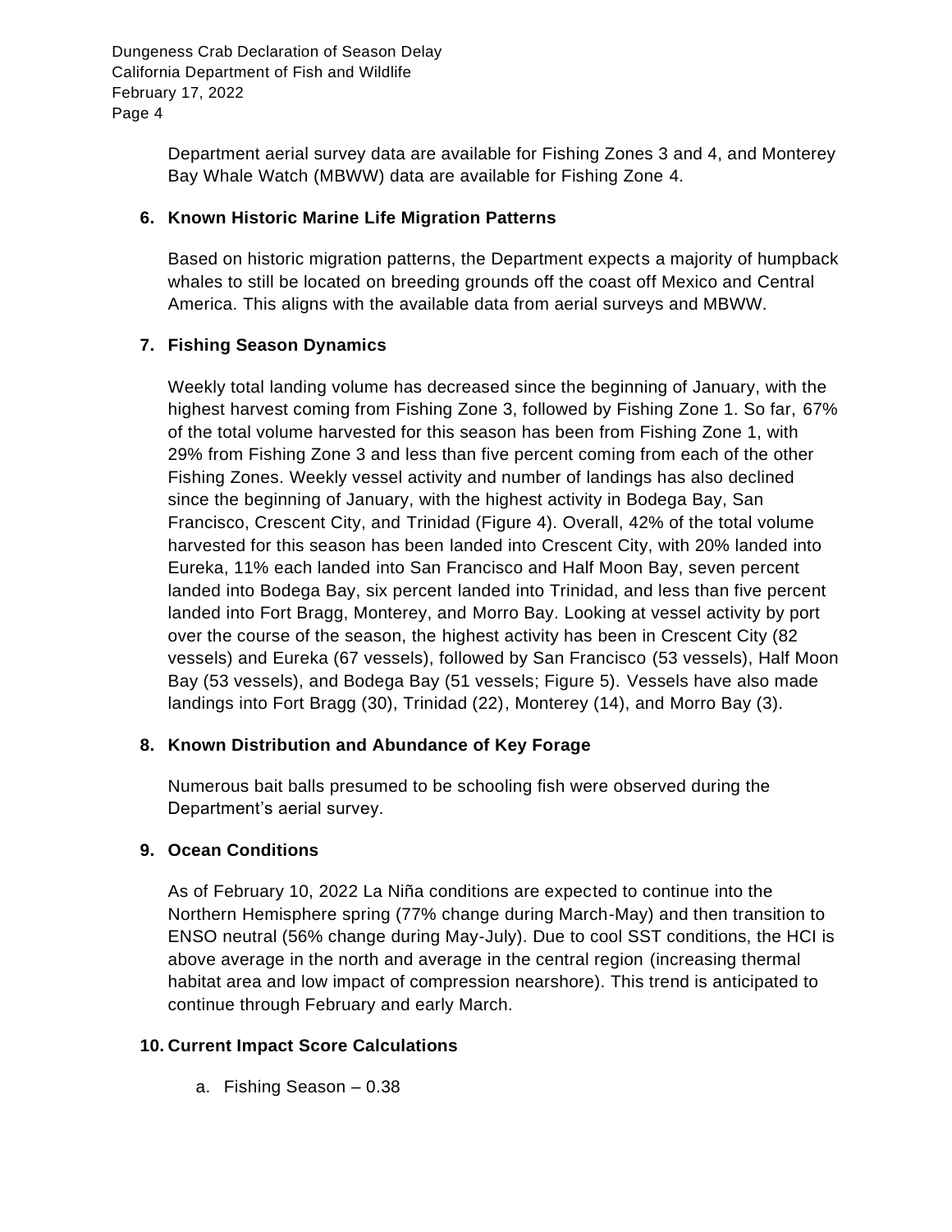Department aerial survey data are available for Fishing Zones 3 and 4, and Monterey Bay Whale Watch (MBWW) data are available for Fishing Zone 4.

## 6. Known Historic Marine Life Migration Patterns

Based on historic migration patterns, the Department expects a majority of humpback whales to still be located on breeding grounds off the coast off Mexico and Central America. This aligns with the available data from aerial surveys and MBWW.

## 7. Fishing Season Dynamics

Weekly total landing volume has decreased since the beginning of January, with the highest harvest coming from Fishing Zone 3, followed by Fishing Zone 1. So far, 67% of the total volume harvested for this season has been from Fishing Zone 1, with 29% from Fishing Zone 3 and less than five percent coming from each of the other Fishing Zones. Weekly vessel activity and number of landings has also declined since the beginning of January, with the highest activity in Bodega Bay, San Francisco, Crescent City, and Trinidad (Figure 4). Overall, 42% of the total volume harvested for this season has been landed into Crescent City, with 20% landed into Eureka, 11% each landed into San Francisco and Half Moon Bay, seven percent landed into Bodega Bay, six percent landed into Trinidad, and less than five percent landed into Fort Bragg, Monterey, and Morro Bay. Looking at vessel activity by port over the course of the season, the highest activity has been in Crescent City (82 vessels) and Eureka (67 vessels), followed by San Francisco (53 vessels), Half Moon Bay (53 vessels), and Bodega Bay (51 vessels; Figure 5). Vessels have also made landings into Fort Bragg (30), Trinidad (22), Monterey (14), and Morro Bay (3).

## 8. Known Distribution and Abundance of Key Forage

Numerous bait balls presumed to be schooling fish were observed during the Department's aerial survey.

## 9. Ocean Conditions

As of February 10, 2022 La Niña conditions are expected to continue into the Northern Hemisphere spring (77% change during March-May) and then transition to ENSO neutral (56% change during May-July). Due to cool SST conditions, the HCI is above average in the north and average in the central region (increasing thermal habitat area and low impact of compression nearshore). This trend is anticipated to continue through February and early March.

## 10. Current Impact Score Calculations

a. Fishing Season – 0.38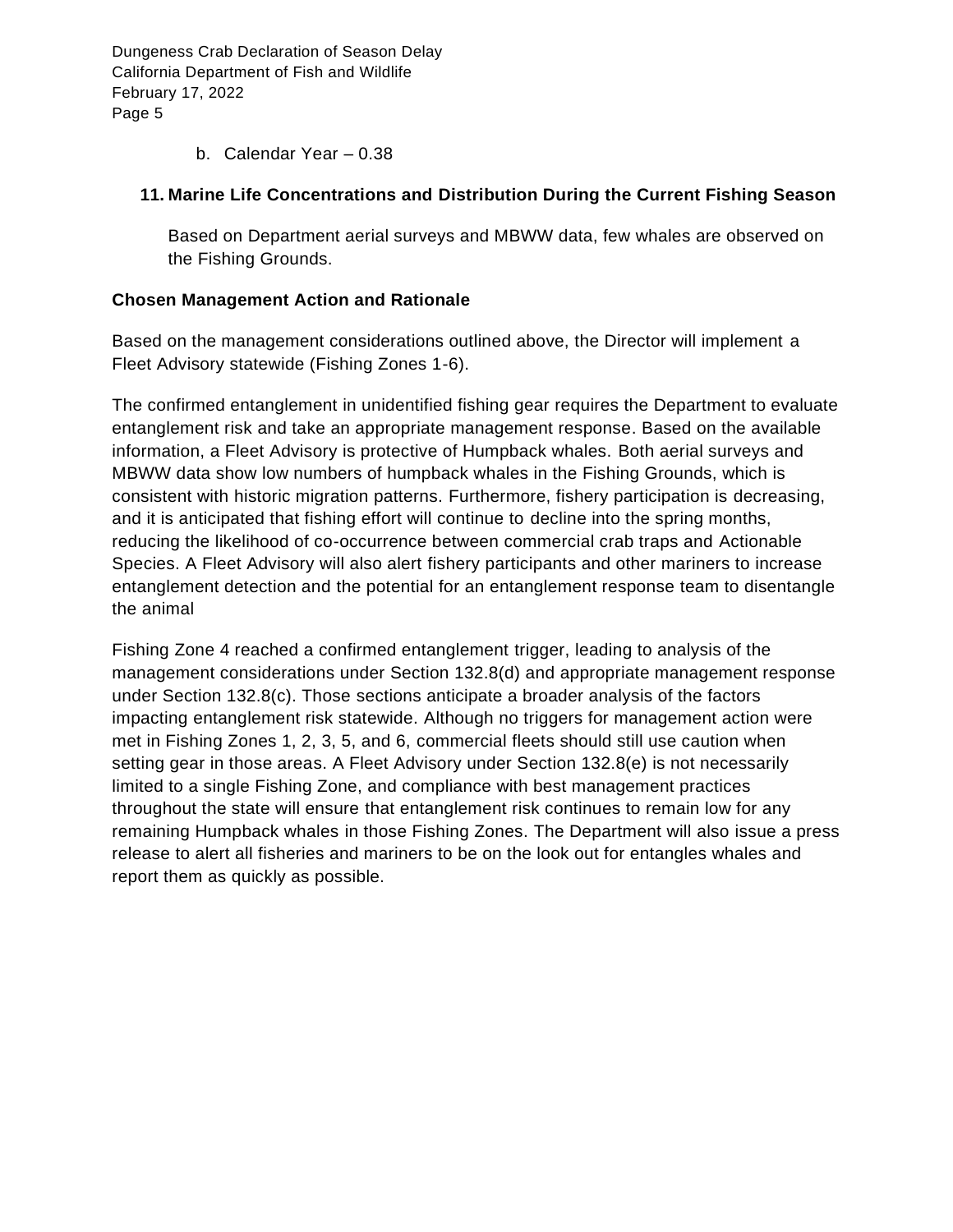b. Calendar Year – 0.38

**11. Marine Life Concentrations and Distribution During the Current Fishing Season**

Based on Department aerial surveys and MBWW data, few whales are observed on the Fishing Grounds.

**Chosen Management Action and Rationale**

Based on the management considerations outlined above, the Director will implement a Fleet Advisory statewide (Fishing Zones 1-6).

The confirmed entanglement in unidentified fishing gear requires the Department to evaluate entanglement risk and take an appropriate management response. Based on the available information, a Fleet Advisory is protective of Humpback whales. Both aerial surveys and MBWW data show low numbers of humpback whales in the Fishing Grounds, which is consistent with historic migration patterns. Furthermore, fishery participation is decreasing, and it is anticipated that fishing effort will continue to decline into the spring months, reducing the likelihood of co-occurrence between commercial crab traps and Actionable Species. A Fleet Advisory will also alert fishery participants and other mariners to increase entanglement detection and the potential for an entanglement response team to disentangle the animal

Fishing Zone 4 reached a confirmed entanglement trigger, leading to analysis of the management considerations under Section 132.8(d) and appropriate management response under Section 132.8(c). Those sections anticipate a broader analysis of the factors impacting entanglement risk statewide. Although no triggers for management action were met in Fishing Zones 1, 2, 3, 5, and 6, commercial fleets should still use caution when setting gear in those areas. A Fleet Advisory under Section 132.8(e) is not necessarily limited to a single Fishing Zone, and compliance with best management practices throughout the state will ensure that entanglement risk continues to remain low for any remaining Humpback whales in those Fishing Zones. The Department will also issue a press release to alert all fisheries and mariners to be on the look out for entangles whales and report them as quickly as possible.